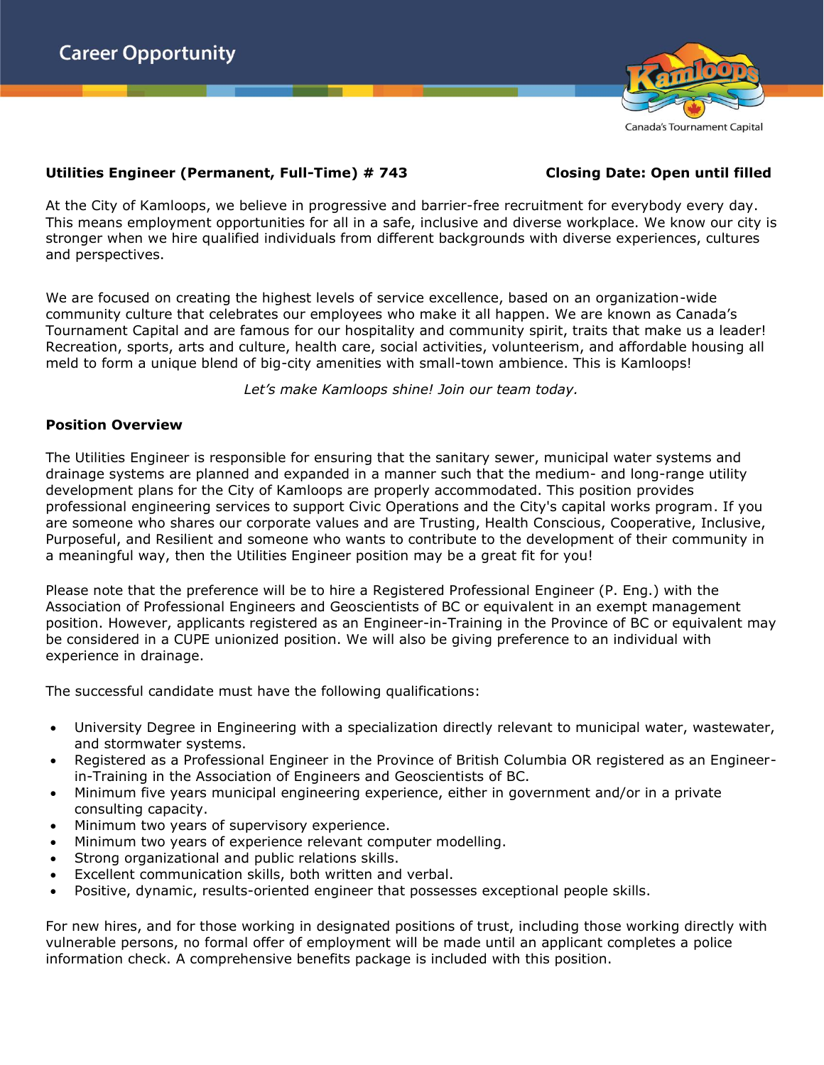# Career Opportunity

Canada's Tournament Capital

**Utilities Engineer (Permanent, Full-Time) # 743** **Closing Date: Open until filled**

At the City of Kamloops, we believe in progressive and barrier-free recruitment for everybody every day. This means employment opportunities for all in a safe, inclusive and diverse workplace. We know our city is stronger when we hire qualified individuals from different backgrounds with diverse experiences, cultures and perspectives.

We are focused on creating the highest levels of service excellence, based on an organization-wide community culture that celebrates our employees who make it all happen. We are known as Canada's Tournament Capital and are famous for our hospitality and community spirit, traits that make us a leader! Recreation, sports, arts and culture, health care, social activities, volunteerism, and affordable housing all meld to form a unique blend of big-city amenities with small-town ambience. This is Kamloops!

*Let's make Kamloops shine! Join our team today.*

## Position Overview

The Utilities Engineer is responsible for ensuring that the sanitary sewer, municipal water systems and drainage systems are planned and expanded in a manner such that the medium- and long-range utility development plans for the City of Kamloops are properly accommodated. This position provides professional engineering services to support Civic Operations and the City's capital works program. If you are someone who shares our corporate values and are Trusting, Health Conscious, Cooperative, Inclusive, Purposeful, and Resilient and someone who wants to contribute to the development of their community in a meaningful way, then the Utilities Engineer position may be a great fit for you!

Please note that the preference will be to hire a Registered Professional Engineer (P. Eng.) with the Association of Professional Engineers and Geoscientists of BC or equivalent in an exempt management position. However, applicants registered as an Engineer-in-Training in the Province of BC or equivalent may be considered in a CUPE unionized position. We will also be giving preference to an individual with experience in drainage.

The successful candidate must have the following qualifications:

- University Degree in Engineering with a specialization directly relevant to municipal water, wastewater, and stormwater systems.
- Registered as a Professional Engineer in the Province of British Columbia OR registered as an Engineer-in-Training in the Association of Engineers and Geoscientists of BC.
- Minimum five years municipal engineering experience, either in government and/or in a private consulting capacity.
- Minimum two years of supervisory experience.
- Minimum two years of experience relevant computer modelling.
- Strong organizational and public relations skills.
- Excellent communication skills, both written and verbal.
- Positive, dynamic, results-oriented engineer that possesses exceptional people skills.

For new hires, and for those working in designated positions of trust, including those working directly with vulnerable persons, no formal offer of employment will be made until an applicant completes a police information check. A comprehensive benefits package is included with this position.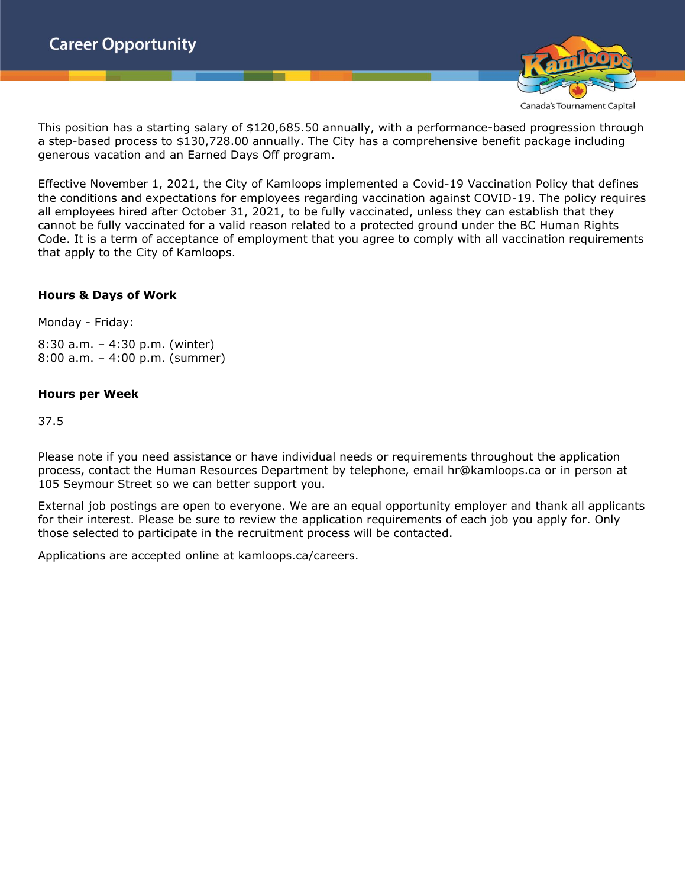This position has a starting salary of $120,685.50 annually, with a performance-based progression through a step-based process to $130,728.00 annually. The City has a comprehensive benefit package including generous vacation and an Earned Days Off program.

Effective November 1, 2021, the City of Kamloops implemented a Covid-19 Vaccination Policy that defines the conditions and expectations for employees regarding vaccination against COVID-19. The policy requires all employees hired after October 31, 2021, to be fully vaccinated, unless they can establish that they cannot be fully vaccinated for a valid reason related to a protected ground under the BC Human Rights Code. It is a term of acceptance of employment that you agree to comply with all vaccination requirements that apply to the City of Kamloops.

**Hours & Days of Work**

Monday - Friday:

8:30 a.m. – 4:30 p.m. (winter)
8:00 a.m. – 4:00 p.m. (summer)

**Hours per Week**

37.5

Please note if you need assistance or have individual needs or requirements throughout the application process, contact the Human Resources Department by telephone, email hr@kamloops.ca or in person at 105 Seymour Street so we can better support you.

External job postings are open to everyone. We are an equal opportunity employer and thank all applicants for their interest. Please be sure to review the application requirements of each job you apply for. Only those selected to participate in the recruitment process will be contacted.

Applications are accepted online at kamloops.ca/careers.